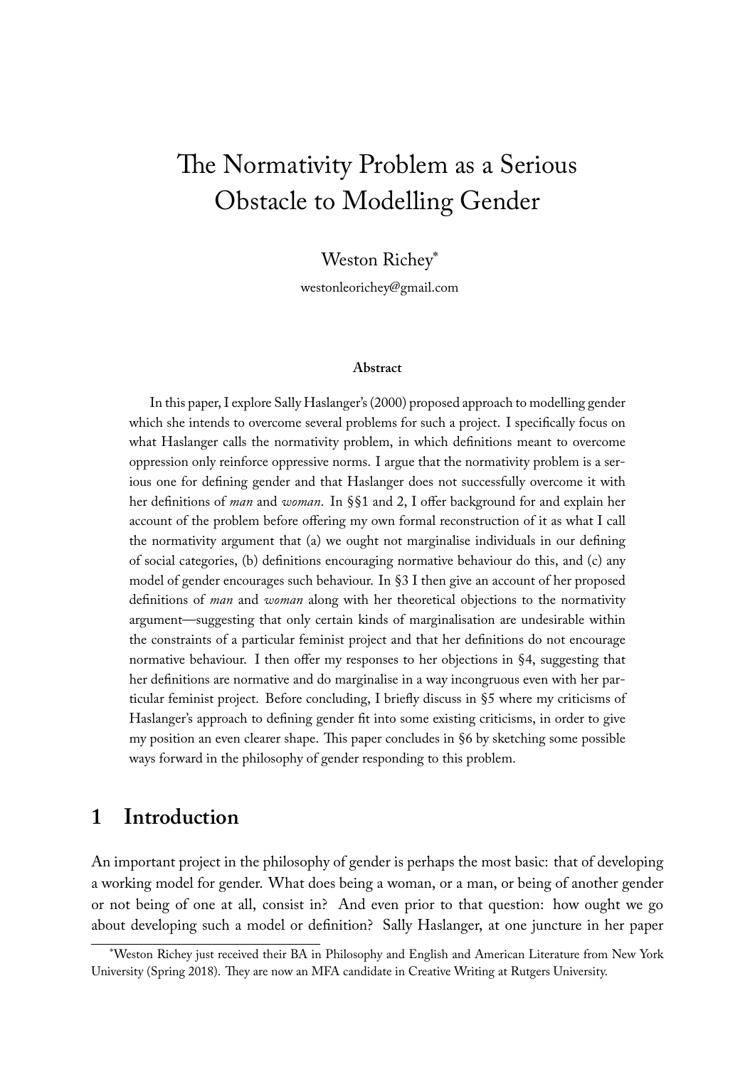# The Normativity Problem as a Serious Obstacle to Modelling Gender

Weston Richey[*]

westonleorichey@gmail.com

**Abstract**

In this paper, I explore Sally Haslanger's (2000) proposed approach to modelling gender which she intends to overcome several problems for such a project. I specifically focus on what Haslanger calls the normativity problem, in which definitions meant to overcome oppression only reinforce oppressive norms. I argue that the normativity problem is a serious one for defining gender and that Haslanger does not successfully overcome it with her definitions of *man* and *woman*. In §§1 and 2, I offer background for and explain her account of the problem before offering my own formal reconstruction of it as what I call the normativity argument that (a) we ought not marginalise individuals in our defining of social categories, (b) definitions encouraging normative behaviour do this, and (c) any model of gender encourages such behaviour. In §3 I then give an account of her proposed definitions of *man* and *woman* along with her theoretical objections to the normativity argument—suggesting that only certain kinds of marginalisation are undesirable within the constraints of a particular feminist project and that her definitions do not encourage normative behaviour. I then offer my responses to her objections in §4, suggesting that her definitions are normative and do marginalise in a way incongruous even with her particular feminist project. Before concluding, I briefly discuss in §5 where my criticisms of Haslanger's approach to defining gender fit into some existing criticisms, in order to give my position an even clearer shape. This paper concludes in §6 by sketching some possible ways forward in the philosophy of gender responding to this problem.

## 1 Introduction

An important project in the philosophy of gender is perhaps the most basic: that of developing a working model for gender. What does being a woman, or a man, or being of another gender or not being of one at all, consist in? And even prior to that question: how ought we go about developing such a model or definition? Sally Haslanger, at one juncture in her paper

[*] Weston Richey just received their BA in Philosophy and English and American Literature from New York University (Spring 2018). They are now an MFA candidate in Creative Writing at Rutgers University.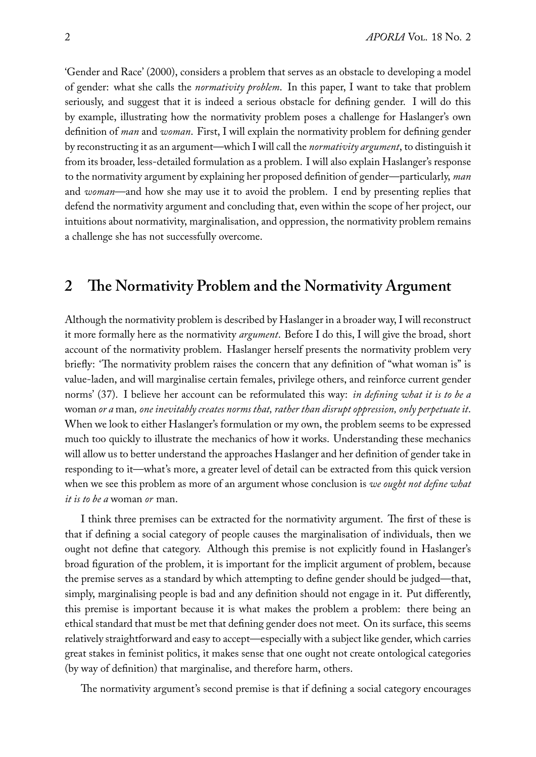'Gender and Race' (2000), considers a problem that serves as an obstacle to developing a model of gender: what she calls the *normativity problem*. In this paper, I want to take that problem seriously, and suggest that it is indeed a serious obstacle for defining gender. I will do this by example, illustrating how the normativity problem poses a challenge for Haslanger's own definition of *man* and *woman*. First, I will explain the normativity problem for defining gender by reconstructing it as an argument—which I will call the *normativity argument*, to distinguish it from its broader, less-detailed formulation as a problem. I will also explain Haslanger's response to the normativity argument by explaining her proposed definition of gender—particularly, *man* and *woman*—and how she may use it to avoid the problem. I end by presenting replies that defend the normativity argument and concluding that, even within the scope of her project, our intuitions about normativity, marginalisation, and oppression, the normativity problem remains a challenge she has not successfully overcome.

## 2 The Normativity Problem and the Normativity Argument

Although the normativity problem is described by Haslanger in a broader way, I will reconstruct it more formally here as the normativity *argument*. Before I do this, I will give the broad, short account of the normativity problem. Haslanger herself presents the normativity problem very briefly: 'The normativity problem raises the concern that any definition of "what woman is" is value-laden, and will marginalise certain females, privilege others, and reinforce current gender norms' (37). I believe her account can be reformulated this way: *in defining what it is to be a* woman *or a* man*, one inevitably creates norms that, rather than disrupt oppression, only perpetuate it*. When we look to either Haslanger's formulation or my own, the problem seems to be expressed much too quickly to illustrate the mechanics of how it works. Understanding these mechanics will allow us to better understand the approaches Haslanger and her definition of gender take in responding to it—what's more, a greater level of detail can be extracted from this quick version when we see this problem as more of an argument whose conclusion is *we ought not define what it is to be a* woman *or* man.

I think three premises can be extracted for the normativity argument. The first of these is that if defining a social category of people causes the marginalisation of individuals, then we ought not define that category. Although this premise is not explicitly found in Haslanger's broad figuration of the problem, it is important for the implicit argument of problem, because the premise serves as a standard by which attempting to define gender should be judged—that, simply, marginalising people is bad and any definition should not engage in it. Put differently, this premise is important because it is what makes the problem a problem: there being an ethical standard that must be met that defining gender does not meet. On its surface, this seems relatively straightforward and easy to accept—especially with a subject like gender, which carries great stakes in feminist politics, it makes sense that one ought not create ontological categories (by way of definition) that marginalise, and therefore harm, others.

The normativity argument's second premise is that if defining a social category encourages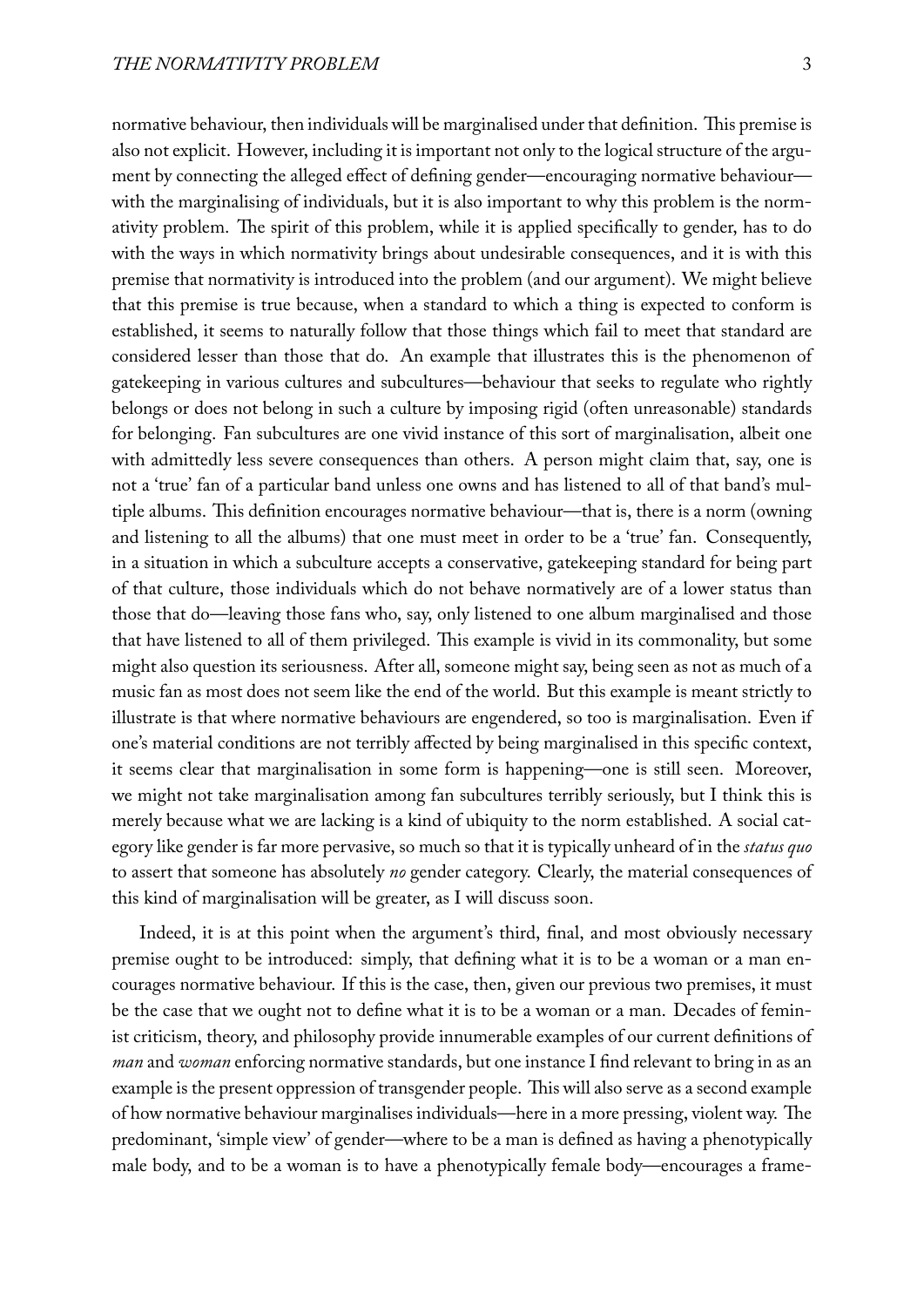normative behaviour, then individuals will be marginalised under that definition. This premise is also not explicit. However, including it is important not only to the logical structure of the argument by connecting the alleged effect of defining gender—encouraging normative behaviour—with the marginalising of individuals, but it is also important to why this problem is the normativity problem. The spirit of this problem, while it is applied specifically to gender, has to do with the ways in which normativity brings about undesirable consequences, and it is with this premise that normativity is introduced into the problem (and our argument). We might believe that this premise is true because, when a standard to which a thing is expected to conform is established, it seems to naturally follow that those things which fail to meet that standard are considered lesser than those that do. An example that illustrates this is the phenomenon of gatekeeping in various cultures and subcultures—behaviour that seeks to regulate who rightly belongs or does not belong in such a culture by imposing rigid (often unreasonable) standards for belonging. Fan subcultures are one vivid instance of this sort of marginalisation, albeit one with admittedly less severe consequences than others. A person might claim that, say, one is not a 'true' fan of a particular band unless one owns and has listened to all of that band's multiple albums. This definition encourages normative behaviour—that is, there is a norm (owning and listening to all the albums) that one must meet in order to be a 'true' fan. Consequently, in a situation in which a subculture accepts a conservative, gatekeeping standard for being part of that culture, those individuals which do not behave normatively are of a lower status than those that do—leaving those fans who, say, only listened to one album marginalised and those that have listened to all of them privileged. This example is vivid in its commonality, but some might also question its seriousness. After all, someone might say, being seen as not as much of a music fan as most does not seem like the end of the world. But this example is meant strictly to illustrate is that where normative behaviours are engendered, so too is marginalisation. Even if one's material conditions are not terribly affected by being marginalised in this specific context, it seems clear that marginalisation in some form is happening—one is still seen. Moreover, we might not take marginalisation among fan subcultures terribly seriously, but I think this is merely because what we are lacking is a kind of ubiquity to the norm established. A social category like gender is far more pervasive, so much so that it is typically unheard of in the *status quo* to assert that someone has absolutely *no* gender category. Clearly, the material consequences of this kind of marginalisation will be greater, as I will discuss soon.

Indeed, it is at this point when the argument's third, final, and most obviously necessary premise ought to be introduced: simply, that defining what it is to be a woman or a man encourages normative behaviour. If this is the case, then, given our previous two premises, it must be the case that we ought not to define what it is to be a woman or a man. Decades of feminist criticism, theory, and philosophy provide innumerable examples of our current definitions of *man* and *woman* enforcing normative standards, but one instance I find relevant to bring in as an example is the present oppression of transgender people. This will also serve as a second example of how normative behaviour marginalises individuals—here in a more pressing, violent way. The predominant, 'simple view' of gender—where to be a man is defined as having a phenotypically male body, and to be a woman is to have a phenotypically female body—encourages a frame-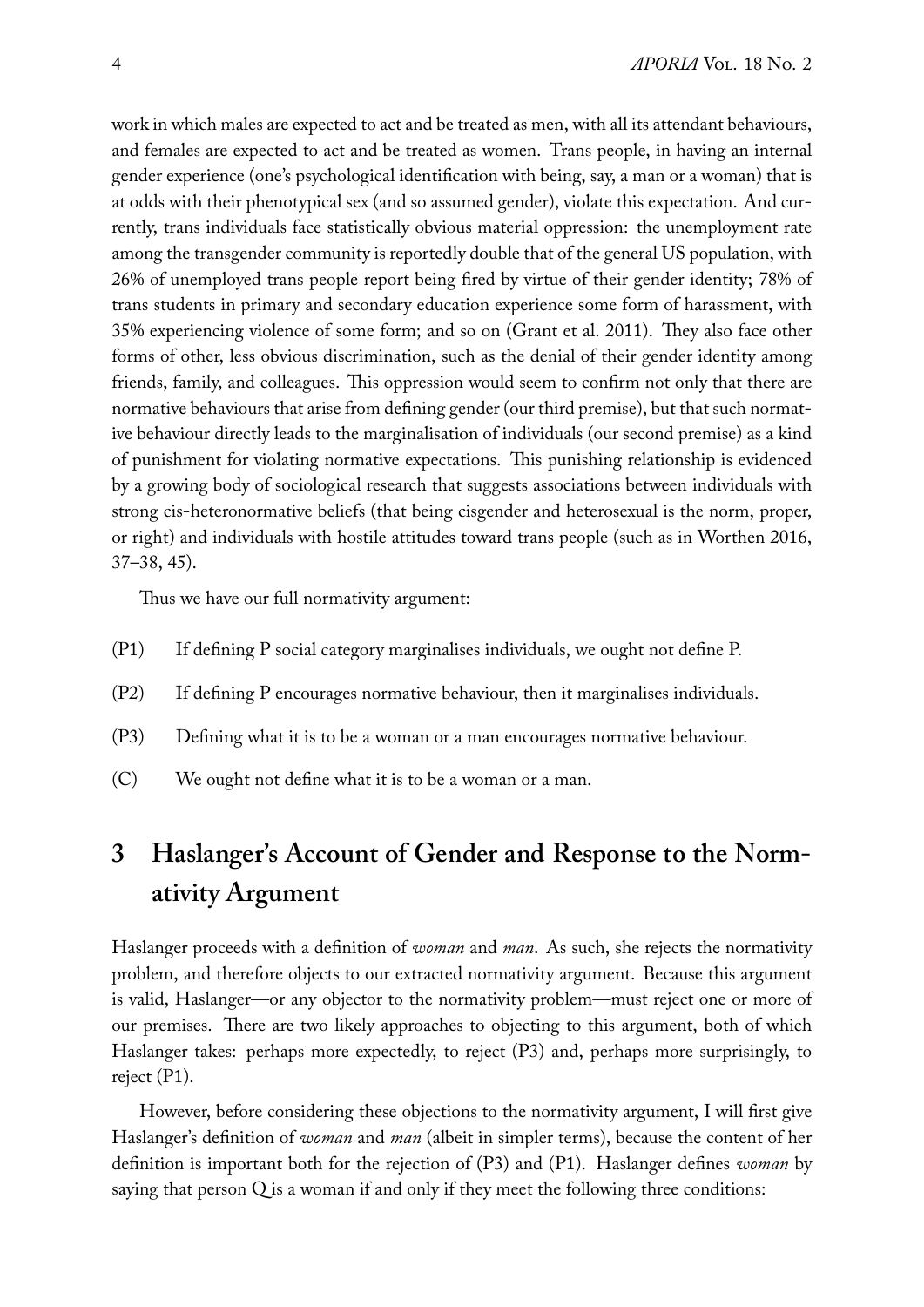work in which males are expected to act and be treated as men, with all its attendant behaviours, and females are expected to act and be treated as women. Trans people, in having an internal gender experience (one's psychological identification with being, say, a man or a woman) that is at odds with their phenotypical sex (and so assumed gender), violate this expectation. And currently, trans individuals face statistically obvious material oppression: the unemployment rate among the transgender community is reportedly double that of the general US population, with 26% of unemployed trans people report being fired by virtue of their gender identity; 78% of trans students in primary and secondary education experience some form of harassment, with 35% experiencing violence of some form; and so on (Grant et al. 2011). They also face other forms of other, less obvious discrimination, such as the denial of their gender identity among friends, family, and colleagues. This oppression would seem to confirm not only that there are normative behaviours that arise from defining gender (our third premise), but that such normative behaviour directly leads to the marginalisation of individuals (our second premise) as a kind of punishment for violating normative expectations. This punishing relationship is evidenced by a growing body of sociological research that suggests associations between individuals with strong cis-heteronormative beliefs (that being cisgender and heterosexual is the norm, proper, or right) and individuals with hostile attitudes toward trans people (such as in Worthen 2016, 37–38, 45).

Thus we have our full normativity argument:

(P1) If defining P social category marginalises individuals, we ought not define P.

(P2) If defining P encourages normative behaviour, then it marginalises individuals.

(P3) Defining what it is to be a woman or a man encourages normative behaviour.

(C) We ought not define what it is to be a woman or a man.

## 3 Haslanger's Account of Gender and Response to the Normativity Argument

Haslanger proceeds with a definition of *woman* and *man*. As such, she rejects the normativity problem, and therefore objects to our extracted normativity argument. Because this argument is valid, Haslanger—or any objector to the normativity problem—must reject one or more of our premises. There are two likely approaches to objecting to this argument, both of which Haslanger takes: perhaps more expectedly, to reject (P3) and, perhaps more surprisingly, to reject (P1).

However, before considering these objections to the normativity argument, I will first give Haslanger's definition of *woman* and *man* (albeit in simpler terms), because the content of her definition is important both for the rejection of (P3) and (P1). Haslanger defines *woman* by saying that person Q is a woman if and only if they meet the following three conditions: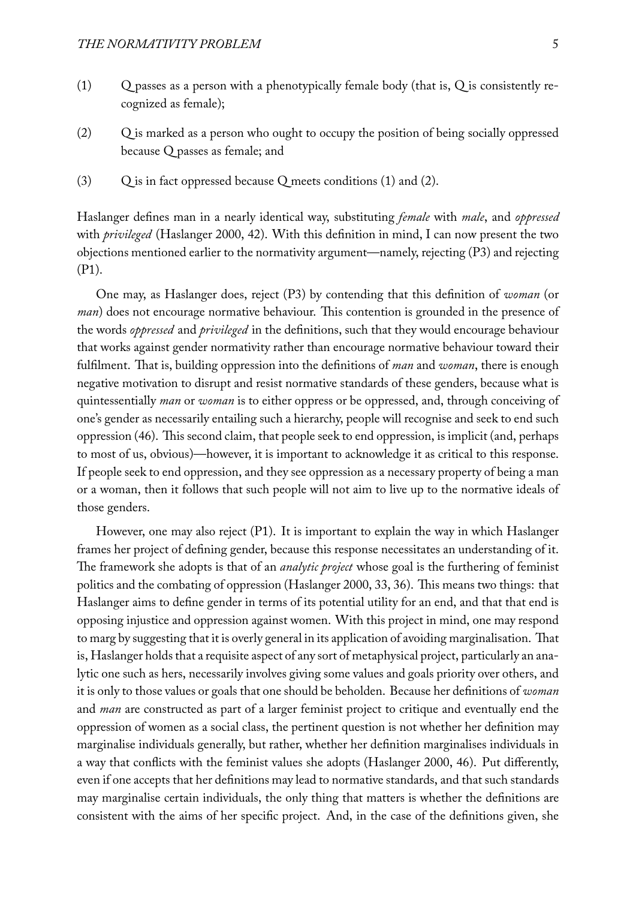(1) Q passes as a person with a phenotypically female body (that is, Q is consistently recognized as female);

(2) Q is marked as a person who ought to occupy the position of being socially oppressed because Q passes as female; and

(3) Q is in fact oppressed because Q meets conditions (1) and (2).

Haslanger defines man in a nearly identical way, substituting *female* with *male*, and *oppressed* with *privileged* (Haslanger 2000, 42). With this definition in mind, I can now present the two objections mentioned earlier to the normativity argument—namely, rejecting (P3) and rejecting (P1).

One may, as Haslanger does, reject (P3) by contending that this definition of *woman* (or *man*) does not encourage normative behaviour. This contention is grounded in the presence of the words *oppressed* and *privileged* in the definitions, such that they would encourage behaviour that works against gender normativity rather than encourage normative behaviour toward their fulfilment. That is, building oppression into the definitions of *man* and *woman*, there is enough negative motivation to disrupt and resist normative standards of these genders, because what is quintessentially *man* or *woman* is to either oppress or be oppressed, and, through conceiving of one's gender as necessarily entailing such a hierarchy, people will recognise and seek to end such oppression (46). This second claim, that people seek to end oppression, is implicit (and, perhaps to most of us, obvious)—however, it is important to acknowledge it as critical to this response. If people seek to end oppression, and they see oppression as a necessary property of being a man or a woman, then it follows that such people will not aim to live up to the normative ideals of those genders.

However, one may also reject (P1). It is important to explain the way in which Haslanger frames her project of defining gender, because this response necessitates an understanding of it. The framework she adopts is that of an *analytic project* whose goal is the furthering of feminist politics and the combating of oppression (Haslanger 2000, 33, 36). This means two things: that Haslanger aims to define gender in terms of its potential utility for an end, and that that end is opposing injustice and oppression against women. With this project in mind, one may respond to marg by suggesting that it is overly general in its application of avoiding marginalisation. That is, Haslanger holds that a requisite aspect of any sort of metaphysical project, particularly an analytic one such as hers, necessarily involves giving some values and goals priority over others, and it is only to those values or goals that one should be beholden. Because her definitions of *woman* and *man* are constructed as part of a larger feminist project to critique and eventually end the oppression of women as a social class, the pertinent question is not whether her definition may marginalise individuals generally, but rather, whether her definition marginalises individuals in a way that conflicts with the feminist values she adopts (Haslanger 2000, 46). Put differently, even if one accepts that her definitions may lead to normative standards, and that such standards may marginalise certain individuals, the only thing that matters is whether the definitions are consistent with the aims of her specific project. And, in the case of the definitions given, she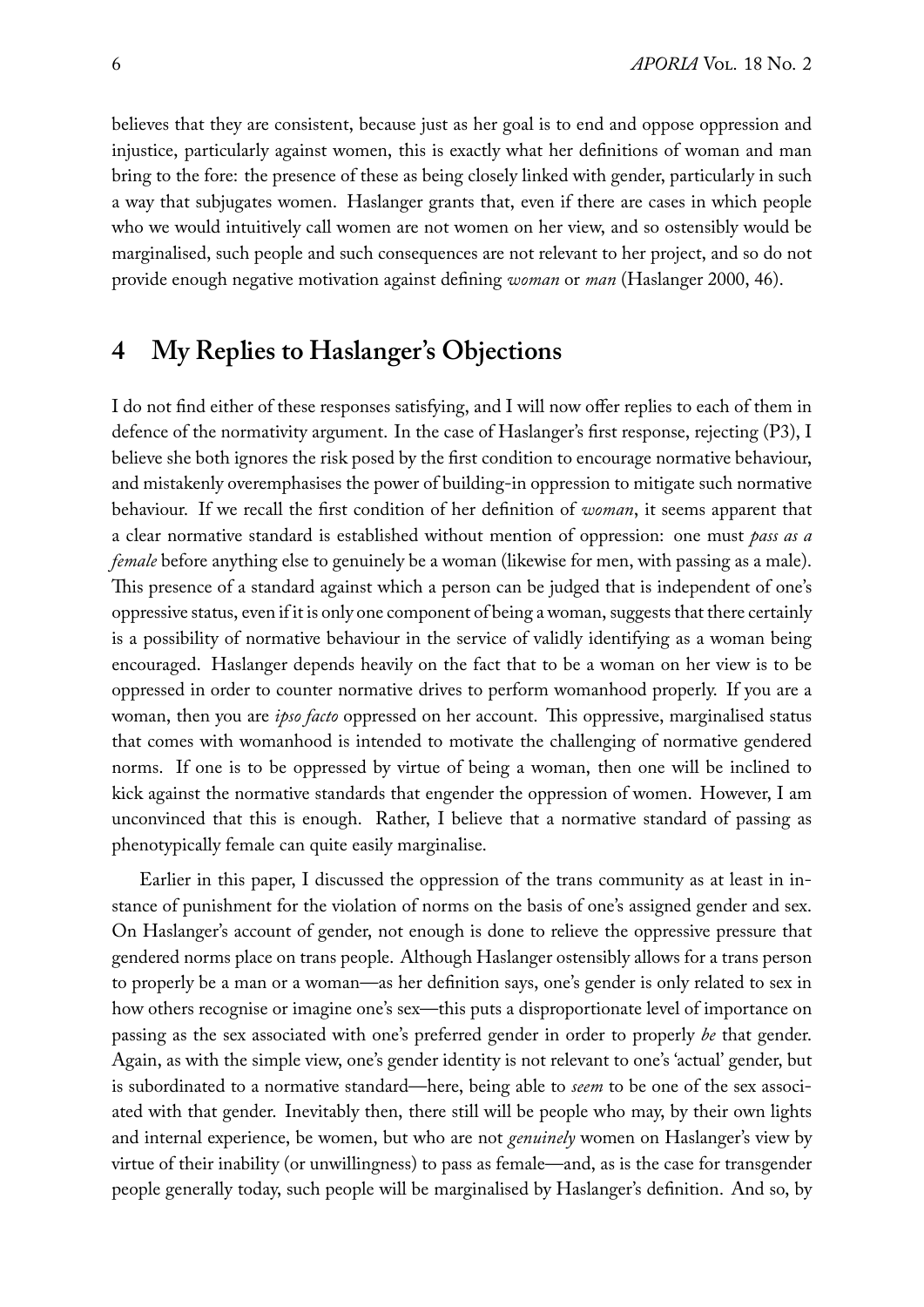believes that they are consistent, because just as her goal is to end and oppose oppression and injustice, particularly against women, this is exactly what her definitions of woman and man bring to the fore: the presence of these as being closely linked with gender, particularly in such a way that subjugates women. Haslanger grants that, even if there are cases in which people who we would intuitively call women are not women on her view, and so ostensibly would be marginalised, such people and such consequences are not relevant to her project, and so do not provide enough negative motivation against defining *woman* or *man* (Haslanger 2000, 46).

## 4 My Replies to Haslanger's Objections

I do not find either of these responses satisfying, and I will now offer replies to each of them in defence of the normativity argument. In the case of Haslanger's first response, rejecting (P3), I believe she both ignores the risk posed by the first condition to encourage normative behaviour, and mistakenly overemphasises the power of building-in oppression to mitigate such normative behaviour. If we recall the first condition of her definition of *woman*, it seems apparent that a clear normative standard is established without mention of oppression: one must *pass as a female* before anything else to genuinely be a woman (likewise for men, with passing as a male). This presence of a standard against which a person can be judged that is independent of one's oppressive status, even if it is only one component of being a woman, suggests that there certainly is a possibility of normative behaviour in the service of validly identifying as a woman being encouraged. Haslanger depends heavily on the fact that to be a woman on her view is to be oppressed in order to counter normative drives to perform womanhood properly. If you are a woman, then you are *ipso facto* oppressed on her account. This oppressive, marginalised status that comes with womanhood is intended to motivate the challenging of normative gendered norms. If one is to be oppressed by virtue of being a woman, then one will be inclined to kick against the normative standards that engender the oppression of women. However, I am unconvinced that this is enough. Rather, I believe that a normative standard of passing as phenotypically female can quite easily marginalise.

Earlier in this paper, I discussed the oppression of the trans community as at least in instance of punishment for the violation of norms on the basis of one's assigned gender and sex. On Haslanger's account of gender, not enough is done to relieve the oppressive pressure that gendered norms place on trans people. Although Haslanger ostensibly allows for a trans person to properly be a man or a woman—as her definition says, one's gender is only related to sex in how others recognise or imagine one's sex—this puts a disproportionate level of importance on passing as the sex associated with one's preferred gender in order to properly *be* that gender. Again, as with the simple view, one's gender identity is not relevant to one's 'actual' gender, but is subordinated to a normative standard—here, being able to *seem* to be one of the sex associated with that gender. Inevitably then, there still will be people who may, by their own lights and internal experience, be women, but who are not *genuinely* women on Haslanger's view by virtue of their inability (or unwillingness) to pass as female—and, as is the case for transgender people generally today, such people will be marginalised by Haslanger's definition. And so, by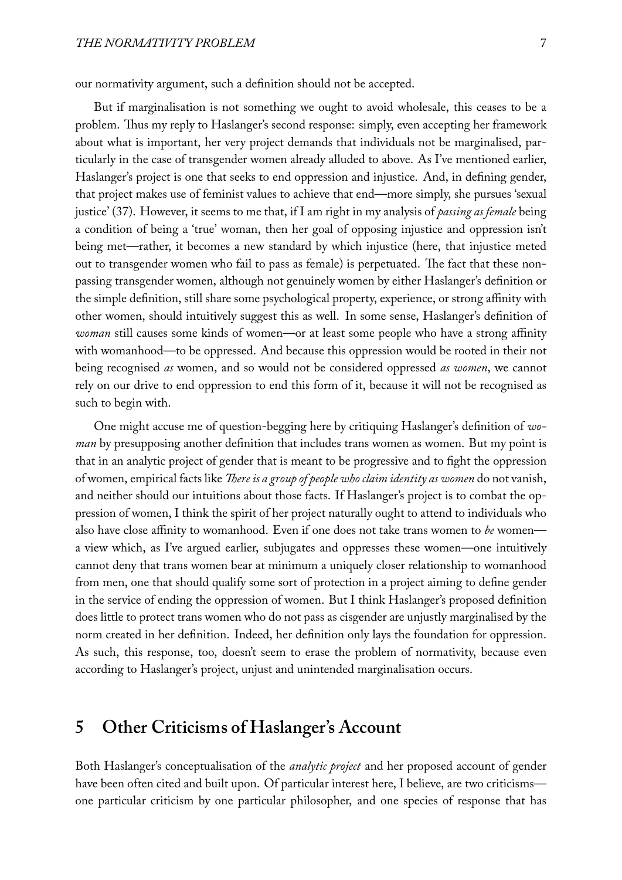our normativity argument, such a definition should not be accepted.

But if marginalisation is not something we ought to avoid wholesale, this ceases to be a problem. Thus my reply to Haslanger's second response: simply, even accepting her framework about what is important, her very project demands that individuals not be marginalised, particularly in the case of transgender women already alluded to above. As I've mentioned earlier, Haslanger's project is one that seeks to end oppression and injustice. And, in defining gender, that project makes use of feminist values to achieve that end—more simply, she pursues 'sexual justice' (37). However, it seems to me that, if I am right in my analysis of *passing as female* being a condition of being a 'true' woman, then her goal of opposing injustice and oppression isn't being met—rather, it becomes a new standard by which injustice (here, that injustice meted out to transgender women who fail to pass as female) is perpetuated. The fact that these non-passing transgender women, although not genuinely women by either Haslanger's definition or the simple definition, still share some psychological property, experience, or strong affinity with other women, should intuitively suggest this as well. In some sense, Haslanger's definition of *woman* still causes some kinds of women—or at least some people who have a strong affinity with womanhood—to be oppressed. And because this oppression would be rooted in their not being recognised *as* women, and so would not be considered oppressed *as women*, we cannot rely on our drive to end oppression to end this form of it, because it will not be recognised as such to begin with.

One might accuse me of question-begging here by critiquing Haslanger's definition of *woman* by presupposing another definition that includes trans women as women. But my point is that in an analytic project of gender that is meant to be progressive and to fight the oppression of women, empirical facts like *There is a group of people who claim identity as women* do not vanish, and neither should our intuitions about those facts. If Haslanger's project is to combat the oppression of women, I think the spirit of her project naturally ought to attend to individuals who also have close affinity to womanhood. Even if one does not take trans women to *be* women—a view which, as I've argued earlier, subjugates and oppresses these women—one intuitively cannot deny that trans women bear at minimum a uniquely closer relationship to womanhood from men, one that should qualify some sort of protection in a project aiming to define gender in the service of ending the oppression of women. But I think Haslanger's proposed definition does little to protect trans women who do not pass as cisgender are unjustly marginalised by the norm created in her definition. Indeed, her definition only lays the foundation for oppression. As such, this response, too, doesn't seem to erase the problem of normativity, because even according to Haslanger's project, unjust and unintended marginalisation occurs.

## 5 Other Criticisms of Haslanger's Account

Both Haslanger's conceptualisation of the *analytic project* and her proposed account of gender have been often cited and built upon. Of particular interest here, I believe, are two criticisms—one particular criticism by one particular philosopher, and one species of response that has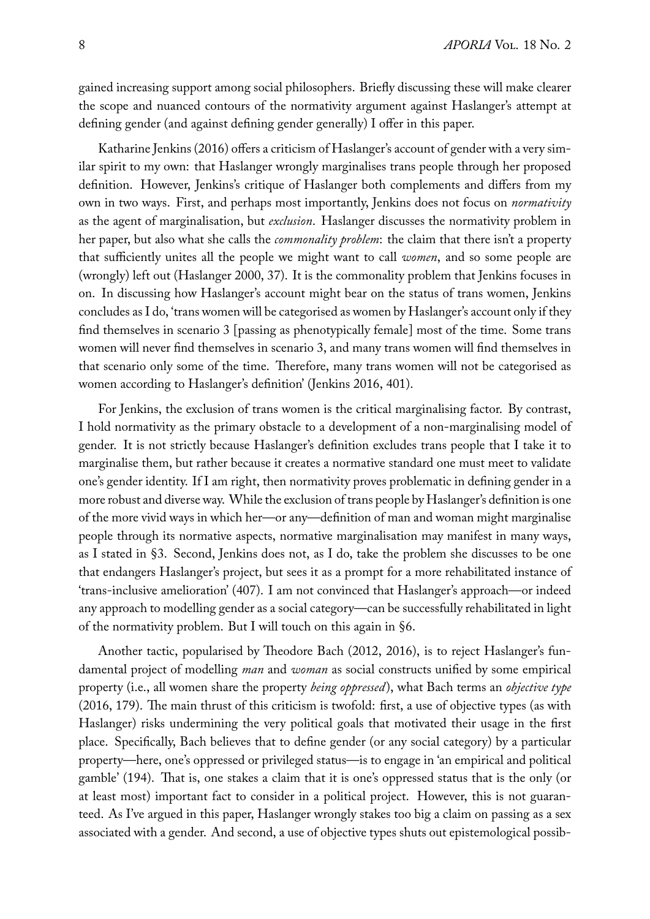gained increasing support among social philosophers. Briefly discussing these will make clearer the scope and nuanced contours of the normativity argument against Haslanger's attempt at defining gender (and against defining gender generally) I offer in this paper.

Katharine Jenkins (2016) offers a criticism of Haslanger's account of gender with a very similar spirit to my own: that Haslanger wrongly marginalises trans people through her proposed definition. However, Jenkins's critique of Haslanger both complements and differs from my own in two ways. First, and perhaps most importantly, Jenkins does not focus on *normativity* as the agent of marginalisation, but *exclusion*. Haslanger discusses the normativity problem in her paper, but also what she calls the *commonality problem*: the claim that there isn't a property that sufficiently unites all the people we might want to call *women*, and so some people are (wrongly) left out (Haslanger 2000, 37). It is the commonality problem that Jenkins focuses in on. In discussing how Haslanger's account might bear on the status of trans women, Jenkins concludes as I do, 'trans women will be categorised as women by Haslanger's account only if they find themselves in scenario 3 [passing as phenotypically female] most of the time. Some trans women will never find themselves in scenario 3, and many trans women will find themselves in that scenario only some of the time. Therefore, many trans women will not be categorised as women according to Haslanger's definition' (Jenkins 2016, 401).

For Jenkins, the exclusion of trans women is the critical marginalising factor. By contrast, I hold normativity as the primary obstacle to a development of a non-marginalising model of gender. It is not strictly because Haslanger's definition excludes trans people that I take it to marginalise them, but rather because it creates a normative standard one must meet to validate one's gender identity. If I am right, then normativity proves problematic in defining gender in a more robust and diverse way. While the exclusion of trans people by Haslanger's definition is one of the more vivid ways in which her—or any—definition of man and woman might marginalise people through its normative aspects, normative marginalisation may manifest in many ways, as I stated in §3. Second, Jenkins does not, as I do, take the problem she discusses to be one that endangers Haslanger's project, but sees it as a prompt for a more rehabilitated instance of 'trans-inclusive amelioration' (407). I am not convinced that Haslanger's approach—or indeed any approach to modelling gender as a social category—can be successfully rehabilitated in light of the normativity problem. But I will touch on this again in §6.

Another tactic, popularised by Theodore Bach (2012, 2016), is to reject Haslanger's fundamental project of modelling *man* and *woman* as social constructs unified by some empirical property (i.e., all women share the property *being oppressed*), what Bach terms an *objective type* (2016, 179). The main thrust of this criticism is twofold: first, a use of objective types (as with Haslanger) risks undermining the very political goals that motivated their usage in the first place. Specifically, Bach believes that to define gender (or any social category) by a particular property—here, one's oppressed or privileged status—is to engage in 'an empirical and political gamble' (194). That is, one stakes a claim that it is one's oppressed status that is the only (or at least most) important fact to consider in a political project. However, this is not guaranteed. As I've argued in this paper, Haslanger wrongly stakes too big a claim on passing as a sex associated with a gender. And second, a use of objective types shuts out epistemological possib-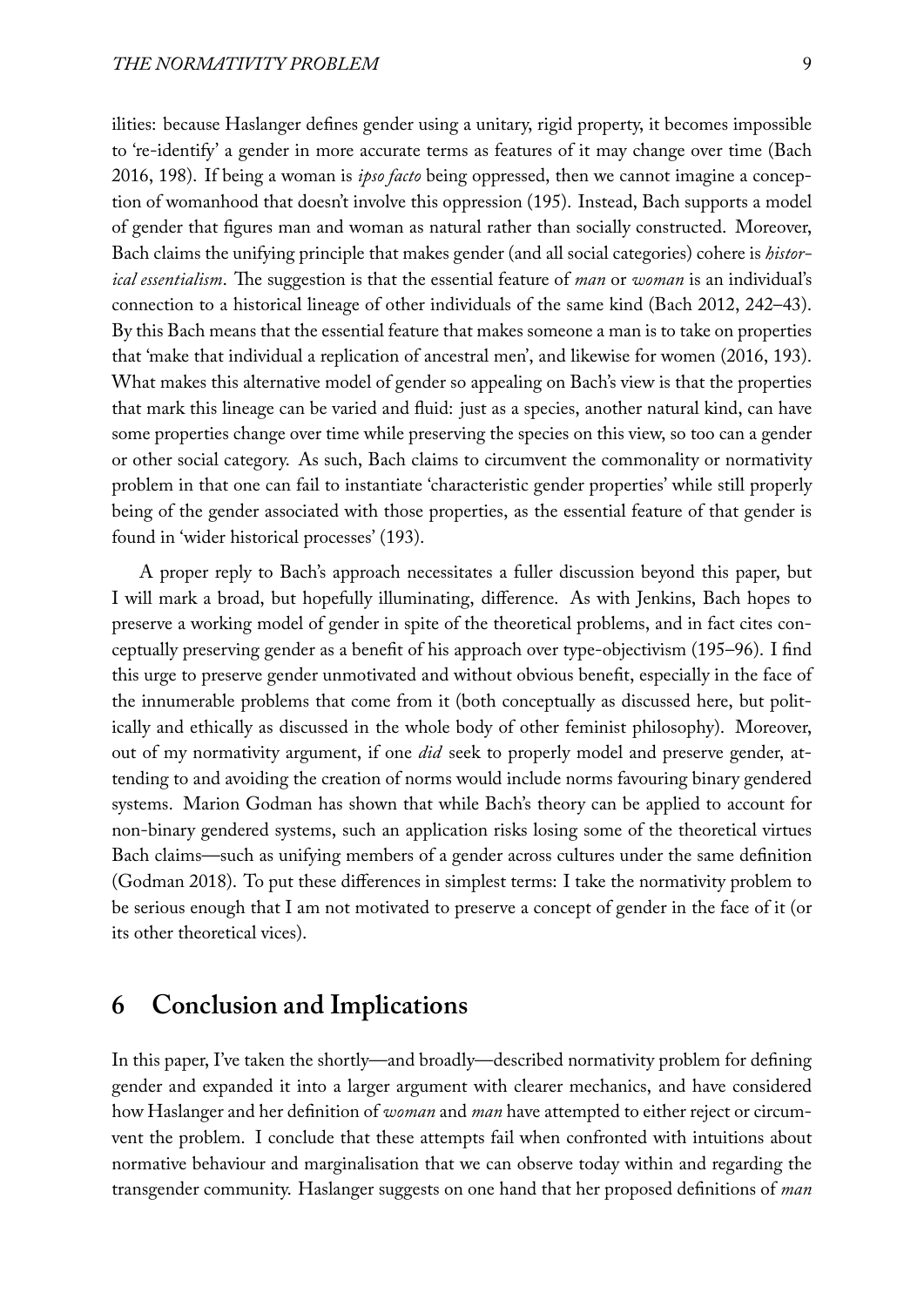ilities: because Haslanger defines gender using a unitary, rigid property, it becomes impossible to 're-identify' a gender in more accurate terms as features of it may change over time (Bach 2016, 198). If being a woman is *ipso facto* being oppressed, then we cannot imagine a conception of womanhood that doesn't involve this oppression (195). Instead, Bach supports a model of gender that figures man and woman as natural rather than socially constructed. Moreover, Bach claims the unifying principle that makes gender (and all social categories) cohere is *historical essentialism*. The suggestion is that the essential feature of *man* or *woman* is an individual's connection to a historical lineage of other individuals of the same kind (Bach 2012, 242–43). By this Bach means that the essential feature that makes someone a man is to take on properties that 'make that individual a replication of ancestral men', and likewise for women (2016, 193). What makes this alternative model of gender so appealing on Bach's view is that the properties that mark this lineage can be varied and fluid: just as a species, another natural kind, can have some properties change over time while preserving the species on this view, so too can a gender or other social category. As such, Bach claims to circumvent the commonality or normativity problem in that one can fail to instantiate 'characteristic gender properties' while still properly being of the gender associated with those properties, as the essential feature of that gender is found in 'wider historical processes' (193).

A proper reply to Bach's approach necessitates a fuller discussion beyond this paper, but I will mark a broad, but hopefully illuminating, difference. As with Jenkins, Bach hopes to preserve a working model of gender in spite of the theoretical problems, and in fact cites conceptually preserving gender as a benefit of his approach over type-objectivism (195–96). I find this urge to preserve gender unmotivated and without obvious benefit, especially in the face of the innumerable problems that come from it (both conceptually as discussed here, but politically and ethically as discussed in the whole body of other feminist philosophy). Moreover, out of my normativity argument, if one *did* seek to properly model and preserve gender, attending to and avoiding the creation of norms would include norms favouring binary gendered systems. Marion Godman has shown that while Bach's theory can be applied to account for non-binary gendered systems, such an application risks losing some of the theoretical virtues Bach claims—such as unifying members of a gender across cultures under the same definition (Godman 2018). To put these differences in simplest terms: I take the normativity problem to be serious enough that I am not motivated to preserve a concept of gender in the face of it (or its other theoretical vices).

## 6 Conclusion and Implications

In this paper, I've taken the shortly—and broadly—described normativity problem for defining gender and expanded it into a larger argument with clearer mechanics, and have considered how Haslanger and her definition of *woman* and *man* have attempted to either reject or circumvent the problem. I conclude that these attempts fail when confronted with intuitions about normative behaviour and marginalisation that we can observe today within and regarding the transgender community. Haslanger suggests on one hand that her proposed definitions of *man*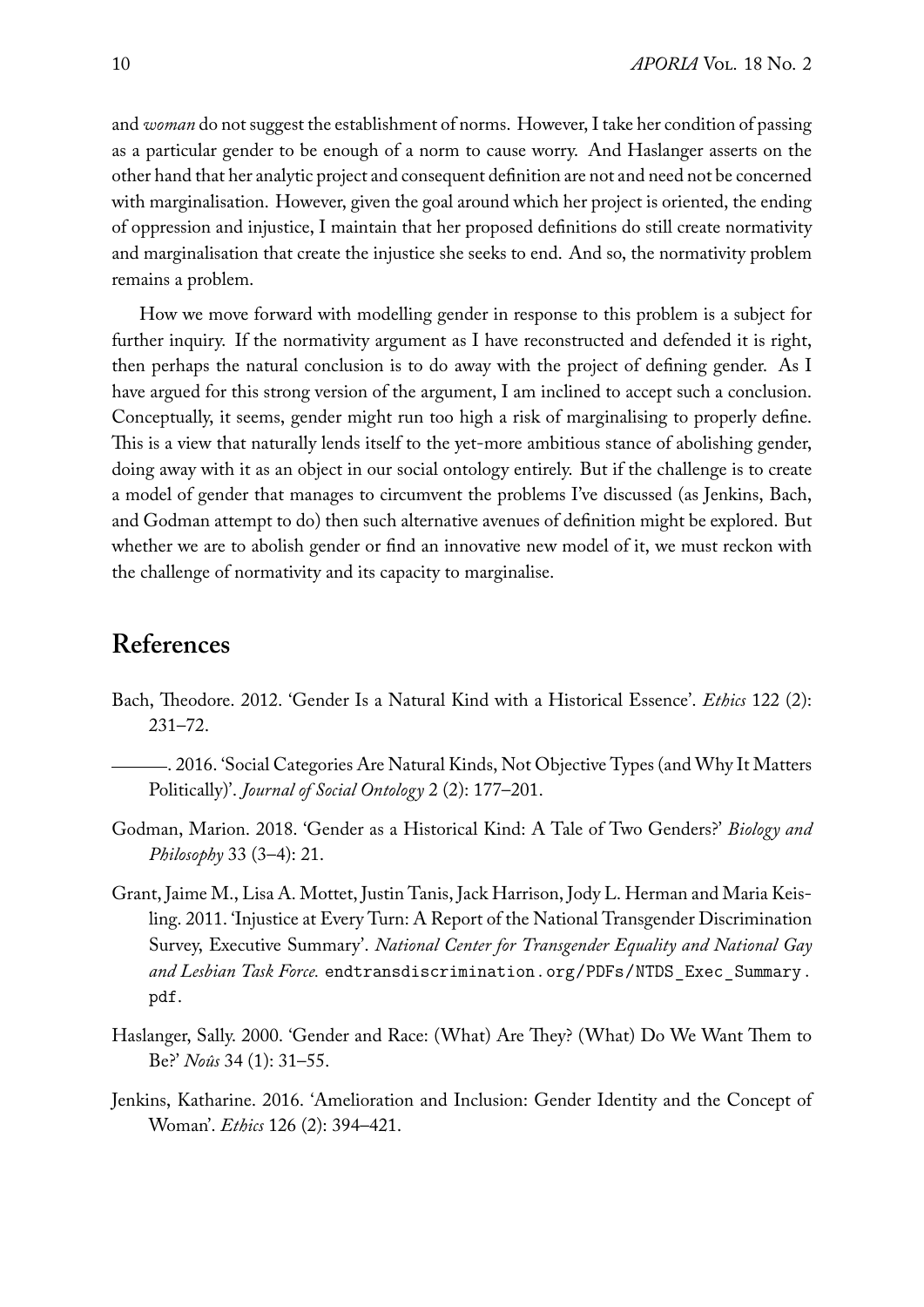and *woman* do not suggest the establishment of norms. However, I take her condition of passing as a particular gender to be enough of a norm to cause worry. And Haslanger asserts on the other hand that her analytic project and consequent definition are not and need not be concerned with marginalisation. However, given the goal around which her project is oriented, the ending of oppression and injustice, I maintain that her proposed definitions do still create normativity and marginalisation that create the injustice she seeks to end. And so, the normativity problem remains a problem.

How we move forward with modelling gender in response to this problem is a subject for further inquiry. If the normativity argument as I have reconstructed and defended it is right, then perhaps the natural conclusion is to do away with the project of defining gender. As I have argued for this strong version of the argument, I am inclined to accept such a conclusion. Conceptually, it seems, gender might run too high a risk of marginalising to properly define. This is a view that naturally lends itself to the yet-more ambitious stance of abolishing gender, doing away with it as an object in our social ontology entirely. But if the challenge is to create a model of gender that manages to circumvent the problems I've discussed (as Jenkins, Bach, and Godman attempt to do) then such alternative avenues of definition might be explored. But whether we are to abolish gender or find an innovative new model of it, we must reckon with the challenge of normativity and its capacity to marginalise.

## References

Bach, Theodore. 2012. 'Gender Is a Natural Kind with a Historical Essence'. *Ethics* 122 (2): 231–72.

———. 2016. 'Social Categories Are Natural Kinds, Not Objective Types (and Why It Matters Politically)'. *Journal of Social Ontology* 2 (2): 177–201.

Godman, Marion. 2018. 'Gender as a Historical Kind: A Tale of Two Genders?' *Biology and Philosophy* 33 (3–4): 21.

Grant, Jaime M., Lisa A. Mottet, Justin Tanis, Jack Harrison, Jody L. Herman and Maria Keisling. 2011. 'Injustice at Every Turn: A Report of the National Transgender Discrimination Survey, Executive Summary'. *National Center for Transgender Equality and National Gay and Lesbian Task Force.* `endtransdiscrimination.org/PDFs/NTDS_Exec_Summary.pdf`.

Haslanger, Sally. 2000. 'Gender and Race: (What) Are They? (What) Do We Want Them to Be?' *Noûs* 34 (1): 31–55.

Jenkins, Katharine. 2016. 'Amelioration and Inclusion: Gender Identity and the Concept of Woman'. *Ethics* 126 (2): 394–421.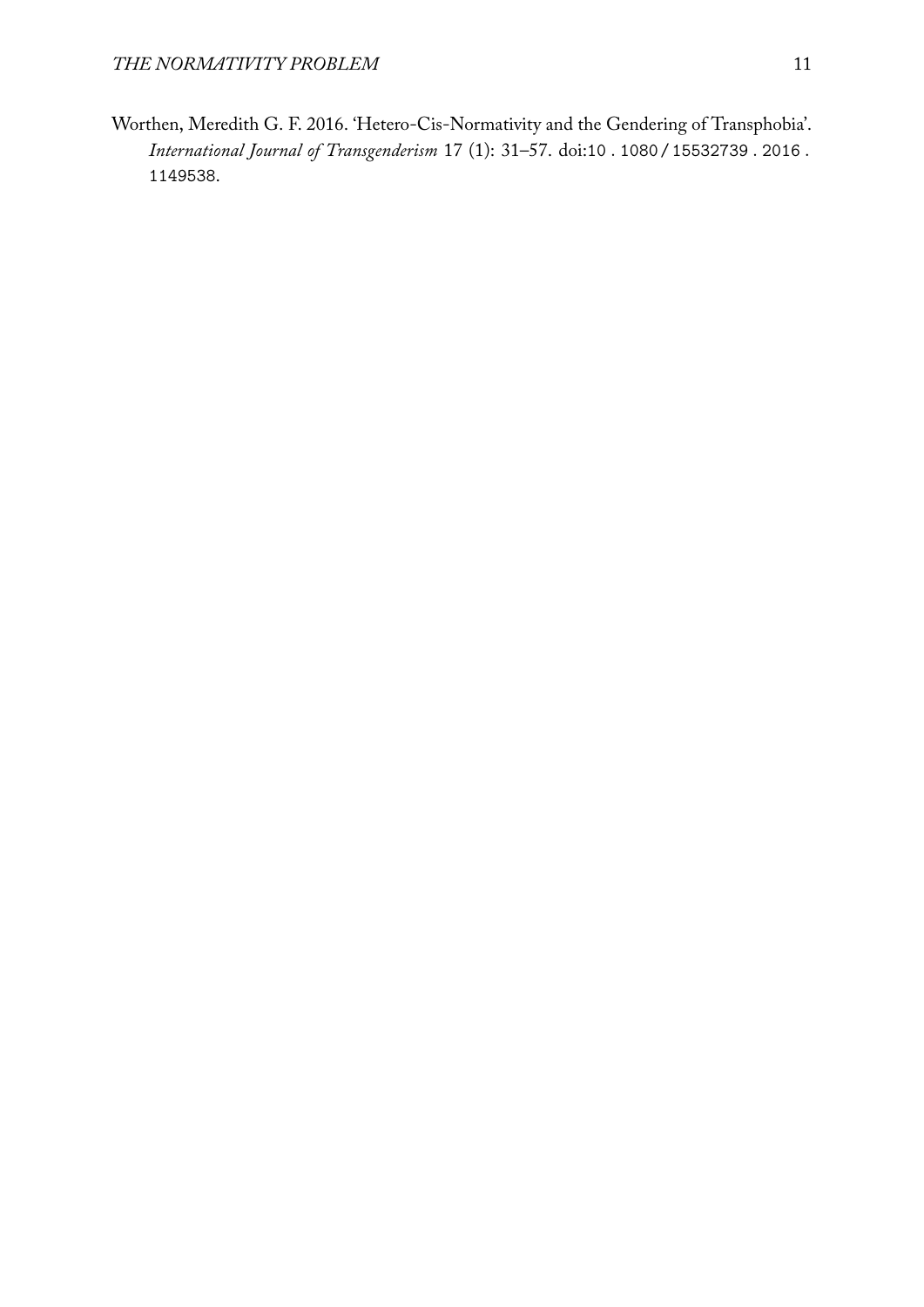Worthen, Meredith G. F. 2016. 'Hetero-Cis-Normativity and the Gendering of Transphobia'. *International Journal of Transgenderism* 17 (1): 31–57. doi:10.1080/15532739.2016.1149538.